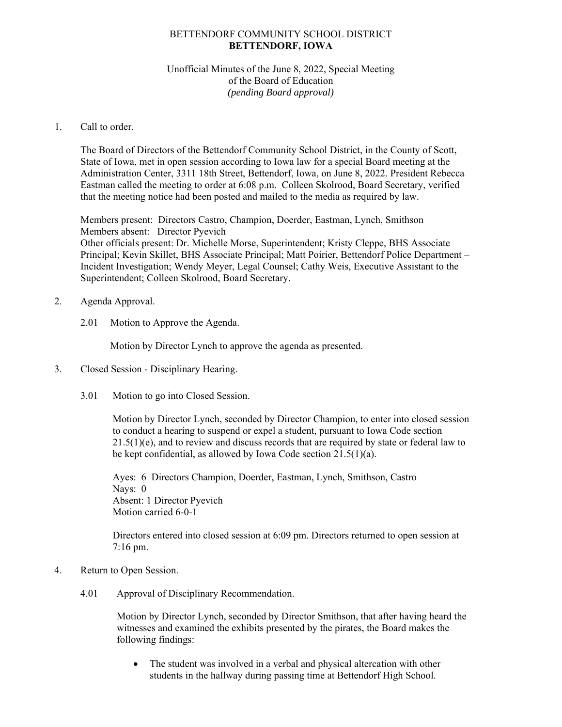# BETTENDORF COMMUNITY SCHOOL DISTRICT
## **BETTENDORF, IOWA**

Unofficial Minutes of the June 8, 2022, Special Meeting
of the Board of Education
*(pending Board approval)*

1. Call to order.

   The Board of Directors of the Bettendorf Community School District, in the County of Scott, State of Iowa, met in open session according to Iowa law for a special Board meeting at the Administration Center, 3311 18th Street, Bettendorf, Iowa, on June 8, 2022. President Rebecca Eastman called the meeting to order at 6:08 p.m. Colleen Skolrood, Board Secretary, verified that the meeting notice had been posted and mailed to the media as required by law.

   Members present: Directors Castro, Champion, Doerder, Eastman, Lynch, Smithson
   Members absent: Director Pyevich
   Other officials present: Dr. Michelle Morse, Superintendent; Kristy Cleppe, BHS Associate Principal; Kevin Skillet, BHS Associate Principal; Matt Poirier, Bettendorf Police Department – Incident Investigation; Wendy Meyer, Legal Counsel; Cathy Weis, Executive Assistant to the Superintendent; Colleen Skolrood, Board Secretary.

2. Agenda Approval.

   2.01 Motion to Approve the Agenda.

   Motion by Director Lynch to approve the agenda as presented.

3. Closed Session - Disciplinary Hearing.

   3.01 Motion to go into Closed Session.

   Motion by Director Lynch, seconded by Director Champion, to enter into closed session to conduct a hearing to suspend or expel a student, pursuant to Iowa Code section 21.5(1)(e), and to review and discuss records that are required by state or federal law to be kept confidential, as allowed by Iowa Code section 21.5(1)(a).

   Ayes: 6 Directors Champion, Doerder, Eastman, Lynch, Smithson, Castro
   Nays: 0
   Absent: 1 Director Pyevich
   Motion carried 6-0-1

   Directors entered into closed session at 6:09 pm. Directors returned to open session at 7:16 pm.

4. Return to Open Session.

   4.01 Approval of Disciplinary Recommendation.

   Motion by Director Lynch, seconded by Director Smithson, that after having heard the witnesses and examined the exhibits presented by the pirates, the Board makes the following findings:

   - The student was involved in a verbal and physical altercation with other students in the hallway during passing time at Bettendorf High School.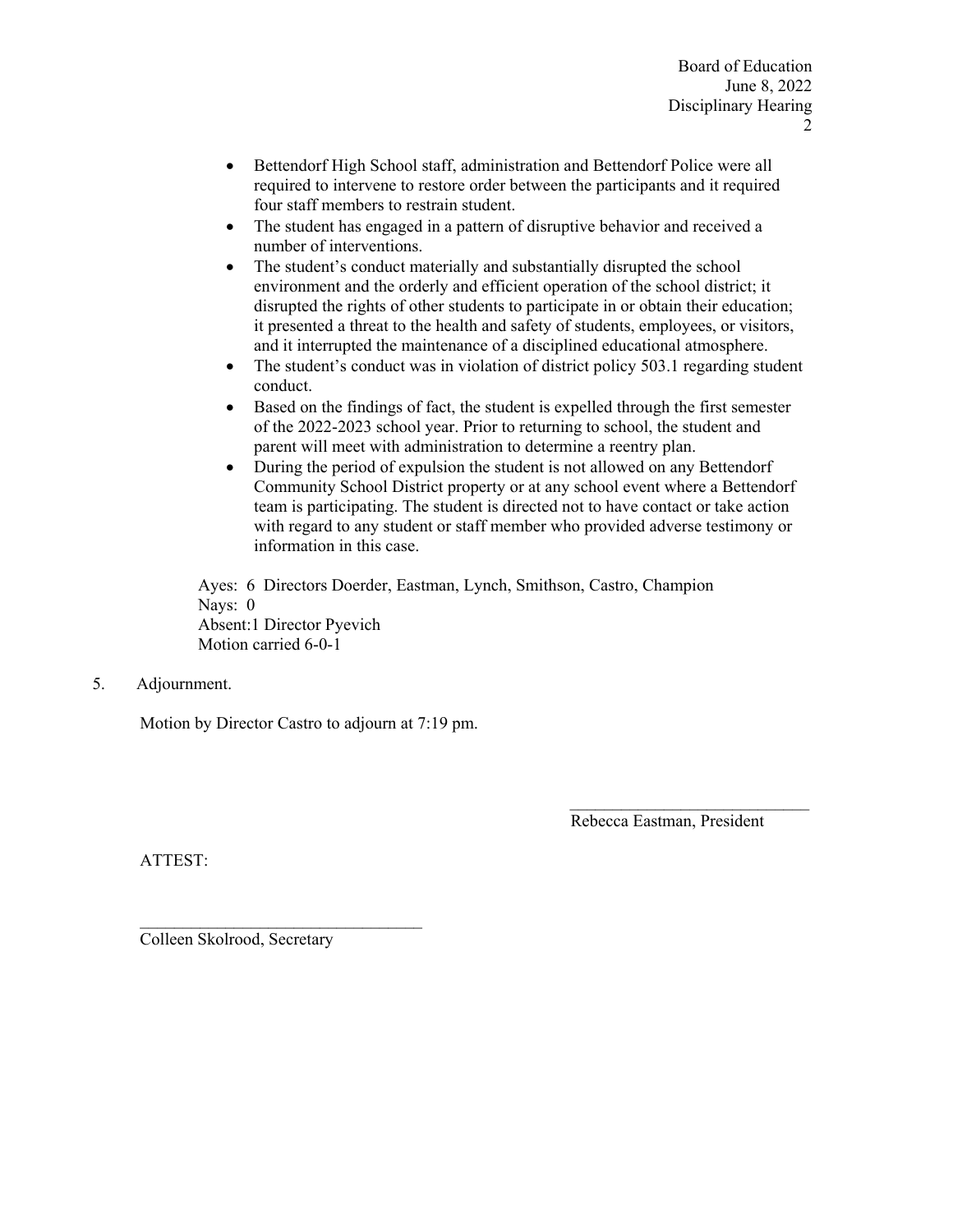- Bettendorf High School staff, administration and Bettendorf Police were all required to intervene to restore order between the participants and it required four staff members to restrain student.
- The student has engaged in a pattern of disruptive behavior and received a number of interventions.
- The student's conduct materially and substantially disrupted the school environment and the orderly and efficient operation of the school district; it disrupted the rights of other students to participate in or obtain their education; it presented a threat to the health and safety of students, employees, or visitors, and it interrupted the maintenance of a disciplined educational atmosphere.
- The student's conduct was in violation of district policy 503.1 regarding student conduct.
- Based on the findings of fact, the student is expelled through the first semester of the 2022-2023 school year. Prior to returning to school, the student and parent will meet with administration to determine a reentry plan.
- During the period of expulsion the student is not allowed on any Bettendorf Community School District property or at any school event where a Bettendorf team is participating. The student is directed not to have contact or take action with regard to any student or staff member who provided adverse testimony or information in this case.

Ayes: 6 Directors Doerder, Eastman, Lynch, Smithson, Castro, Champion
Nays: 0
Absent:1 Director Pyevich
Motion carried 6-0-1

5. Adjournment.

Motion by Director Castro to adjourn at 7:19 pm.

______________________________
Rebecca Eastman, President

ATTEST:

______________________________
Colleen Skolrood, Secretary